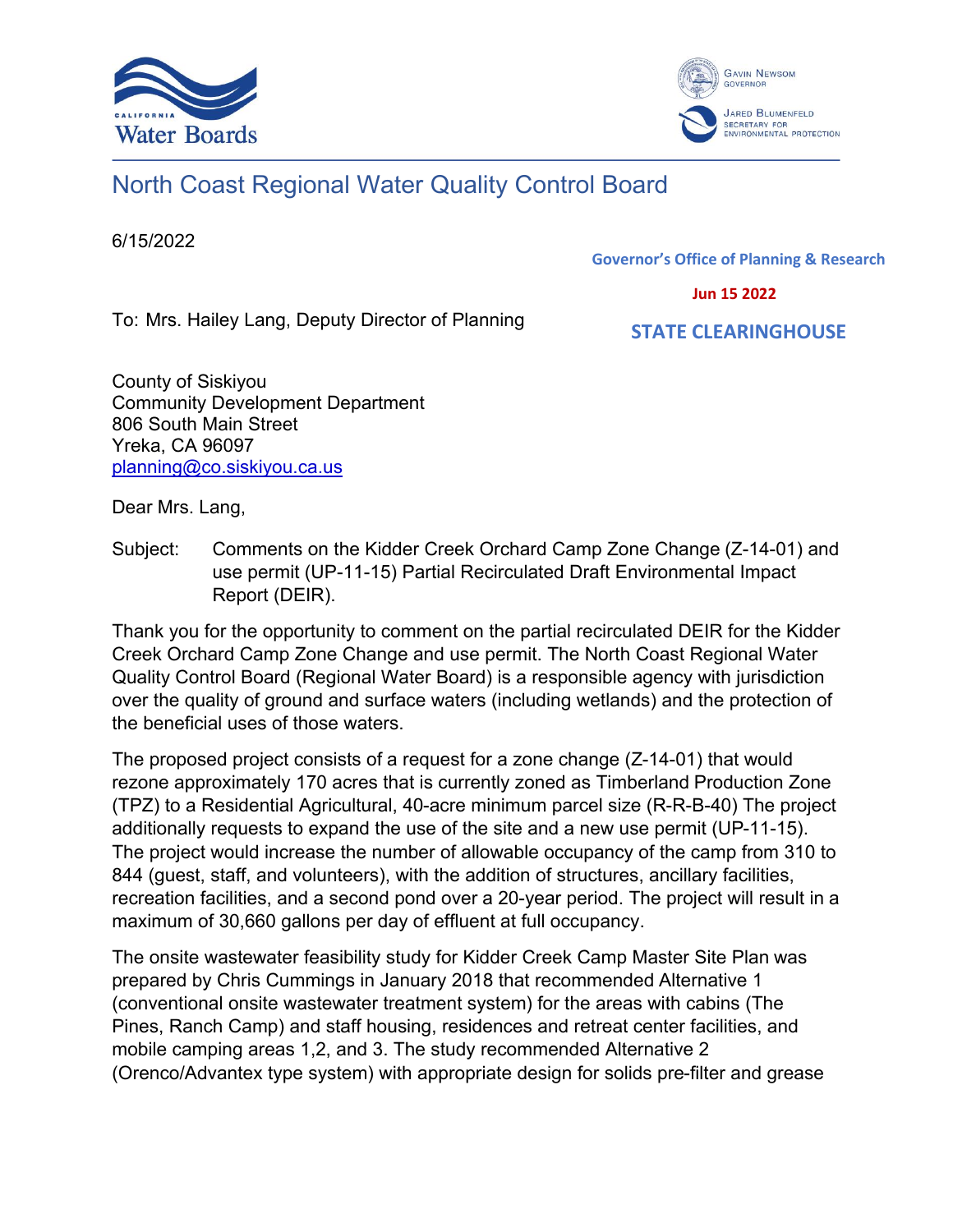California Water Boards

Gavin Newsom, Governor

Jared Blumenfeld, Secretary for Environmental Protection

# North Coast Regional Water Quality Control Board

6/15/2022

**Governor's Office of Planning & Research**

**Jun 15 2022**

**STATE CLEARINGHOUSE**

To: Mrs. Hailey Lang, Deputy Director of Planning

County of Siskiyou
Community Development Department
806 South Main Street
Yreka, CA 96097
planning@co.siskiyou.ca.us

Dear Mrs. Lang,

Subject: Comments on the Kidder Creek Orchard Camp Zone Change (Z-14-01) and use permit (UP-11-15) Partial Recirculated Draft Environmental Impact Report (DEIR).

Thank you for the opportunity to comment on the partial recirculated DEIR for the Kidder Creek Orchard Camp Zone Change and use permit. The North Coast Regional Water Quality Control Board (Regional Water Board) is a responsible agency with jurisdiction over the quality of ground and surface waters (including wetlands) and the protection of the beneficial uses of those waters.

The proposed project consists of a request for a zone change (Z-14-01) that would rezone approximately 170 acres that is currently zoned as Timberland Production Zone (TPZ) to a Residential Agricultural, 40-acre minimum parcel size (R-R-B-40) The project additionally requests to expand the use of the site and a new use permit (UP-11-15). The project would increase the number of allowable occupancy of the camp from 310 to 844 (guest, staff, and volunteers), with the addition of structures, ancillary facilities, recreation facilities, and a second pond over a 20-year period. The project will result in a maximum of 30,660 gallons per day of effluent at full occupancy.

The onsite wastewater feasibility study for Kidder Creek Camp Master Site Plan was prepared by Chris Cummings in January 2018 that recommended Alternative 1 (conventional onsite wastewater treatment system) for the areas with cabins (The Pines, Ranch Camp) and staff housing, residences and retreat center facilities, and mobile camping areas 1,2, and 3. The study recommended Alternative 2 (Orenco/Advantex type system) with appropriate design for solids pre-filter and grease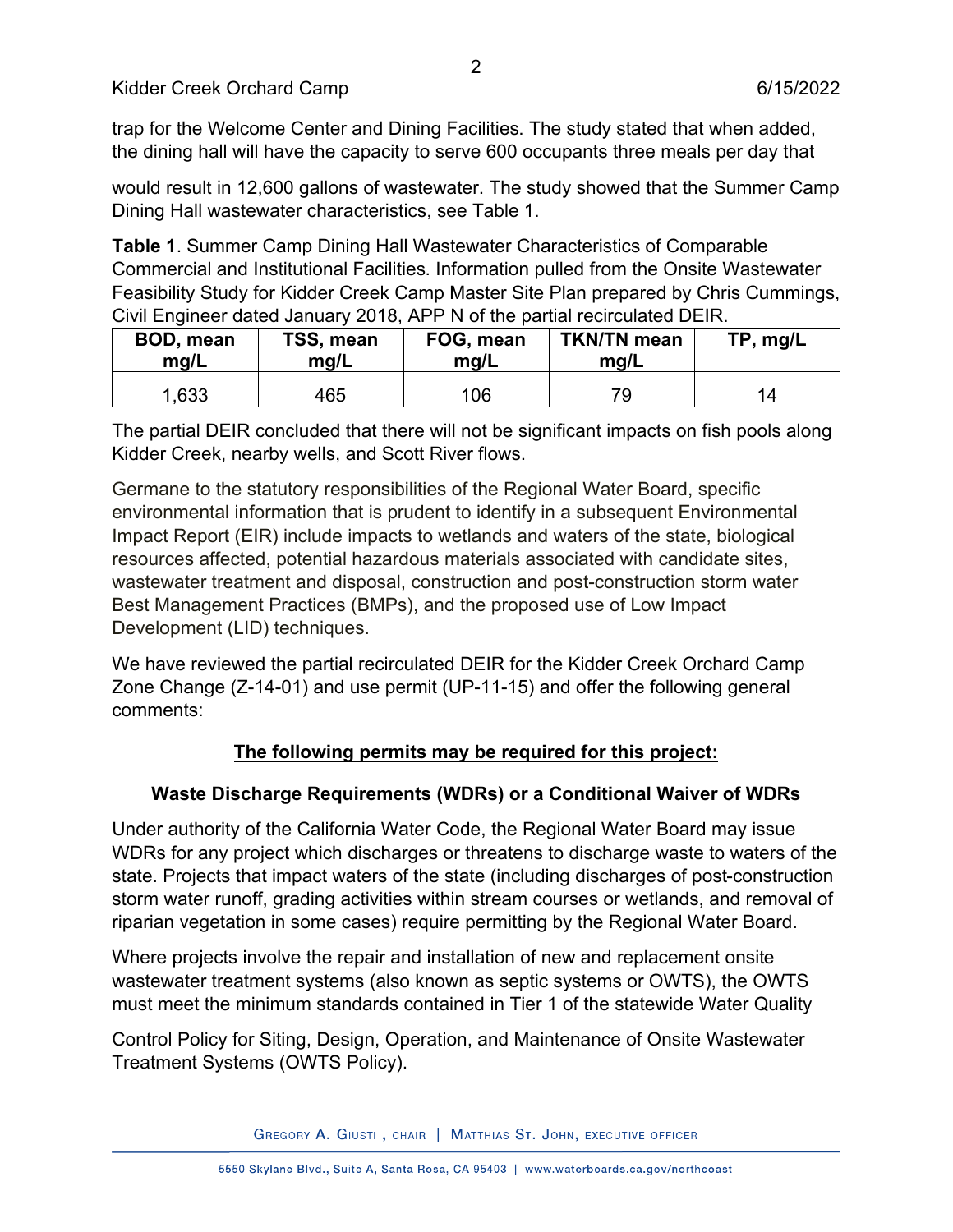trap for the Welcome Center and Dining Facilities. The study stated that when added, the dining hall will have the capacity to serve 600 occupants three meals per day that would result in 12,600 gallons of wastewater. The study showed that the Summer Camp Dining Hall wastewater characteristics, see Table 1.

**Table 1**. Summer Camp Dining Hall Wastewater Characteristics of Comparable Commercial and Institutional Facilities. Information pulled from the Onsite Wastewater Feasibility Study for Kidder Creek Camp Master Site Plan prepared by Chris Cummings, Civil Engineer dated January 2018, APP N of the partial recirculated DEIR.

| BOD, mean mg/L | TSS, mean mg/L | FOG, mean mg/L | TKN/TN mean mg/L | TP, mg/L |
|---|---|---|---|---|
| 1,633 | 465 | 106 | 79 | 14 |

The partial DEIR concluded that there will not be significant impacts on fish pools along Kidder Creek, nearby wells, and Scott River flows.

Germane to the statutory responsibilities of the Regional Water Board, specific environmental information that is prudent to identify in a subsequent Environmental Impact Report (EIR) include impacts to wetlands and waters of the state, biological resources affected, potential hazardous materials associated with candidate sites, wastewater treatment and disposal, construction and post-construction storm water Best Management Practices (BMPs), and the proposed use of Low Impact Development (LID) techniques.

We have reviewed the partial recirculated DEIR for the Kidder Creek Orchard Camp Zone Change (Z-14-01) and use permit (UP-11-15) and offer the following general comments:

## The following permits may be required for this project:

### Waste Discharge Requirements (WDRs) or a Conditional Waiver of WDRs

Under authority of the California Water Code, the Regional Water Board may issue WDRs for any project which discharges or threatens to discharge waste to waters of the state. Projects that impact waters of the state (including discharges of post-construction storm water runoff, grading activities within stream courses or wetlands, and removal of riparian vegetation in some cases) require permitting by the Regional Water Board.

Where projects involve the repair and installation of new and replacement onsite wastewater treatment systems (also known as septic systems or OWTS), the OWTS must meet the minimum standards contained in Tier 1 of the statewide Water Quality Control Policy for Siting, Design, Operation, and Maintenance of Onsite Wastewater Treatment Systems (OWTS Policy).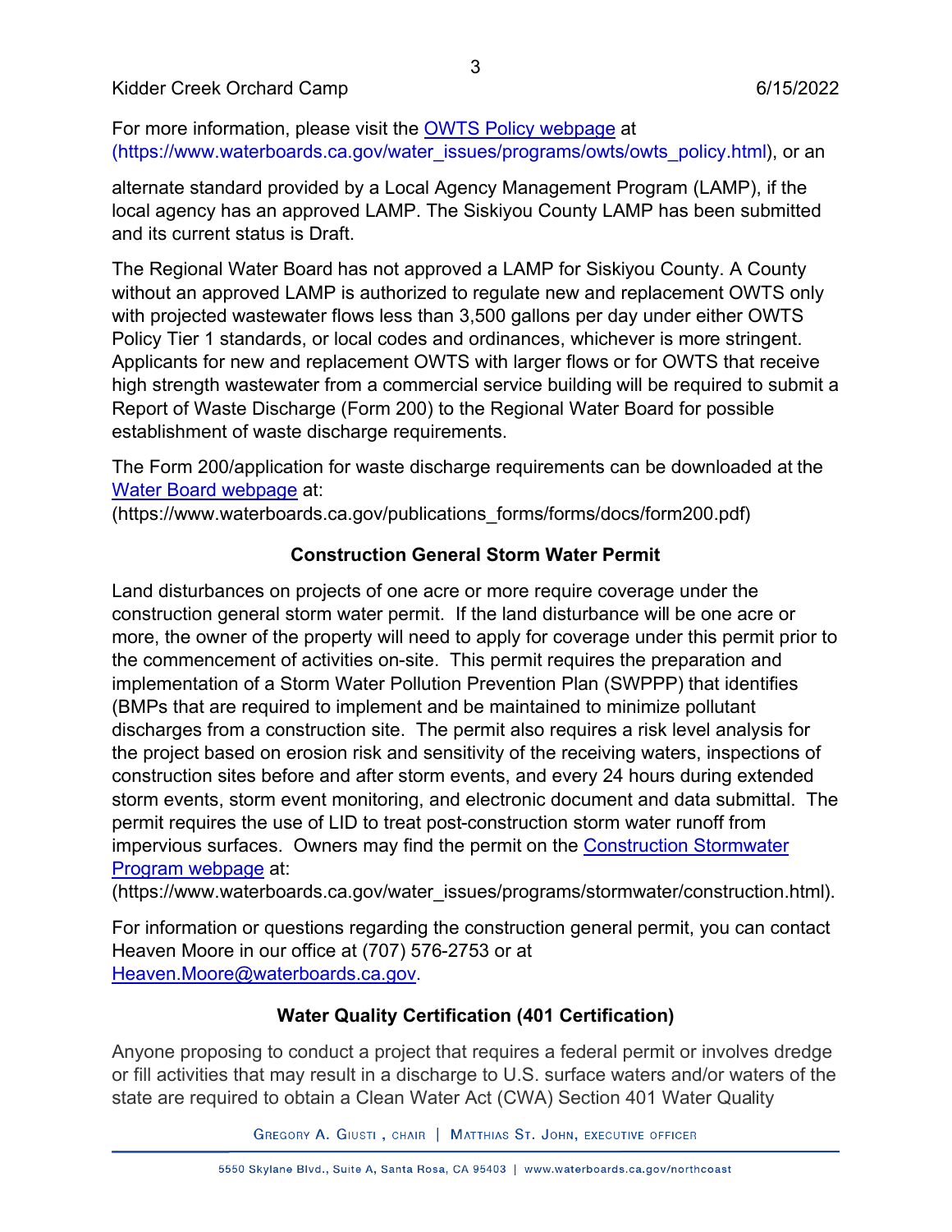For more information, please visit the [OWTS Policy webpage](https://www.waterboards.ca.gov/water_issues/programs/owts/owts_policy.html) at (https://www.waterboards.ca.gov/water_issues/programs/owts/owts_policy.html), or an

alternate standard provided by a Local Agency Management Program (LAMP), if the local agency has an approved LAMP. The Siskiyou County LAMP has been submitted and its current status is Draft.

The Regional Water Board has not approved a LAMP for Siskiyou County. A County without an approved LAMP is authorized to regulate new and replacement OWTS only with projected wastewater flows less than 3,500 gallons per day under either OWTS Policy Tier 1 standards, or local codes and ordinances, whichever is more stringent. Applicants for new and replacement OWTS with larger flows or for OWTS that receive high strength wastewater from a commercial service building will be required to submit a Report of Waste Discharge (Form 200) to the Regional Water Board for possible establishment of waste discharge requirements.

The Form 200/application for waste discharge requirements can be downloaded at the [Water Board webpage](https://www.waterboards.ca.gov/publications_forms/forms/docs/form200.pdf) at: (https://www.waterboards.ca.gov/publications_forms/forms/docs/form200.pdf)

## Construction General Storm Water Permit

Land disturbances on projects of one acre or more require coverage under the construction general storm water permit. If the land disturbance will be one acre or more, the owner of the property will need to apply for coverage under this permit prior to the commencement of activities on-site. This permit requires the preparation and implementation of a Storm Water Pollution Prevention Plan (SWPPP) that identifies (BMPs that are required to implement and be maintained to minimize pollutant discharges from a construction site. The permit also requires a risk level analysis for the project based on erosion risk and sensitivity of the receiving waters, inspections of construction sites before and after storm events, and every 24 hours during extended storm events, storm event monitoring, and electronic document and data submittal. The permit requires the use of LID to treat post-construction storm water runoff from impervious surfaces. Owners may find the permit on the [Construction Stormwater Program webpage](https://www.waterboards.ca.gov/water_issues/programs/stormwater/construction.html) at: (https://www.waterboards.ca.gov/water_issues/programs/stormwater/construction.html).

For information or questions regarding the construction general permit, you can contact Heaven Moore in our office at (707) 576-2753 or at [Heaven.Moore@waterboards.ca.gov](mailto:Heaven.Moore@waterboards.ca.gov).

## Water Quality Certification (401 Certification)

Anyone proposing to conduct a project that requires a federal permit or involves dredge or fill activities that may result in a discharge to U.S. surface waters and/or waters of the state are required to obtain a Clean Water Act (CWA) Section 401 Water Quality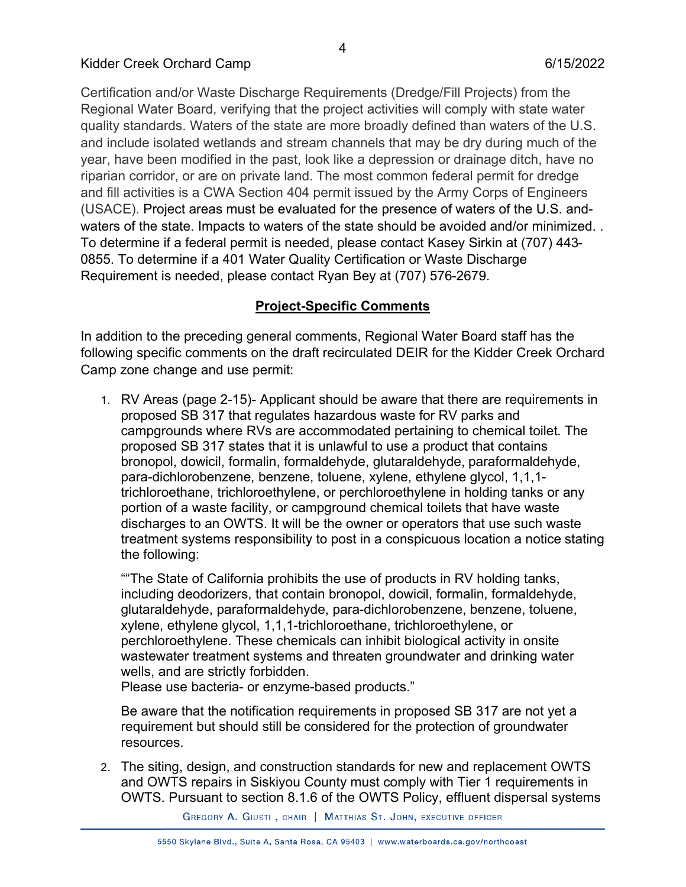Certification and/or Waste Discharge Requirements (Dredge/Fill Projects) from the Regional Water Board, verifying that the project activities will comply with state water quality standards. Waters of the state are more broadly defined than waters of the U.S. and include isolated wetlands and stream channels that may be dry during much of the year, have been modified in the past, look like a depression or drainage ditch, have no riparian corridor, or are on private land. The most common federal permit for dredge and fill activities is a CWA Section 404 permit issued by the Army Corps of Engineers (USACE). Project areas must be evaluated for the presence of waters of the U.S. and-waters of the state. Impacts to waters of the state should be avoided and/or minimized. . To determine if a federal permit is needed, please contact Kasey Sirkin at (707) 443-0855. To determine if a 401 Water Quality Certification or Waste Discharge Requirement is needed, please contact Ryan Bey at (707) 576-2679.

## Project-Specific Comments

In addition to the preceding general comments, Regional Water Board staff has the following specific comments on the draft recirculated DEIR for the Kidder Creek Orchard Camp zone change and use permit:

1. RV Areas (page 2-15)- Applicant should be aware that there are requirements in proposed SB 317 that regulates hazardous waste for RV parks and campgrounds where RVs are accommodated pertaining to chemical toilet. The proposed SB 317 states that it is unlawful to use a product that contains bronopol, dowicil, formalin, formaldehyde, glutaraldehyde, paraformaldehyde, para-dichlorobenzene, benzene, toluene, xylene, ethylene glycol, 1,1,1-trichloroethane, trichloroethylene, or perchloroethylene in holding tanks or any portion of a waste facility, or campground chemical toilets that have waste discharges to an OWTS. It will be the owner or operators that use such waste treatment systems responsibility to post in a conspicuous location a notice stating the following:

   ""The State of California prohibits the use of products in RV holding tanks, including deodorizers, that contain bronopol, dowicil, formalin, formaldehyde, glutaraldehyde, paraformaldehyde, para-dichlorobenzene, benzene, toluene, xylene, ethylene glycol, 1,1,1-trichloroethane, trichloroethylene, or perchloroethylene. These chemicals can inhibit biological activity in onsite wastewater treatment systems and threaten groundwater and drinking water wells, and are strictly forbidden.
   Please use bacteria- or enzyme-based products."

   Be aware that the notification requirements in proposed SB 317 are not yet a requirement but should still be considered for the protection of groundwater resources.

2. The siting, design, and construction standards for new and replacement OWTS and OWTS repairs in Siskiyou County must comply with Tier 1 requirements in OWTS. Pursuant to section 8.1.6 of the OWTS Policy, effluent dispersal systems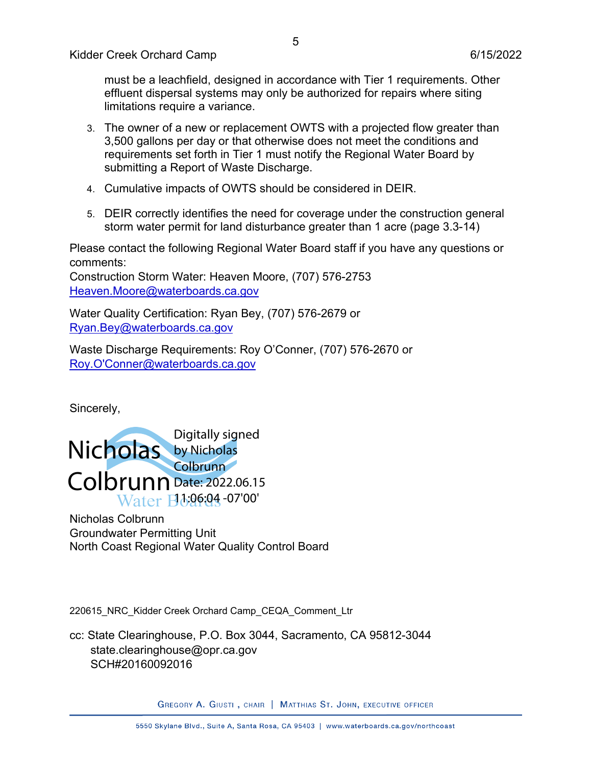must be a leachfield, designed in accordance with Tier 1 requirements. Other effluent dispersal systems may only be authorized for repairs where siting limitations require a variance.

3. The owner of a new or replacement OWTS with a projected flow greater than 3,500 gallons per day or that otherwise does not meet the conditions and requirements set forth in Tier 1 must notify the Regional Water Board by submitting a Report of Waste Discharge.
4. Cumulative impacts of OWTS should be considered in DEIR.
5. DEIR correctly identifies the need for coverage under the construction general storm water permit for land disturbance greater than 1 acre (page 3.3-14)

Please contact the following Regional Water Board staff if you have any questions or comments:
Construction Storm Water: Heaven Moore, (707) 576-2753
Heaven.Moore@waterboards.ca.gov

Water Quality Certification: Ryan Bey, (707) 576-2679 or
Ryan.Bey@waterboards.ca.gov

Waste Discharge Requirements: Roy O'Conner, (707) 576-2670 or
Roy.O'Conner@waterboards.ca.gov

Sincerely,

Nicholas Colbrunn
Digitally signed by Nicholas Colbrunn
Date: 2022.06.15 11:06:04 -07'00'

Nicholas Colbrunn
Groundwater Permitting Unit
North Coast Regional Water Quality Control Board

220615_NRC_Kidder Creek Orchard Camp_CEQA_Comment_Ltr

cc: State Clearinghouse, P.O. Box 3044, Sacramento, CA 95812-3044
state.clearinghouse@opr.ca.gov
SCH#20160092016